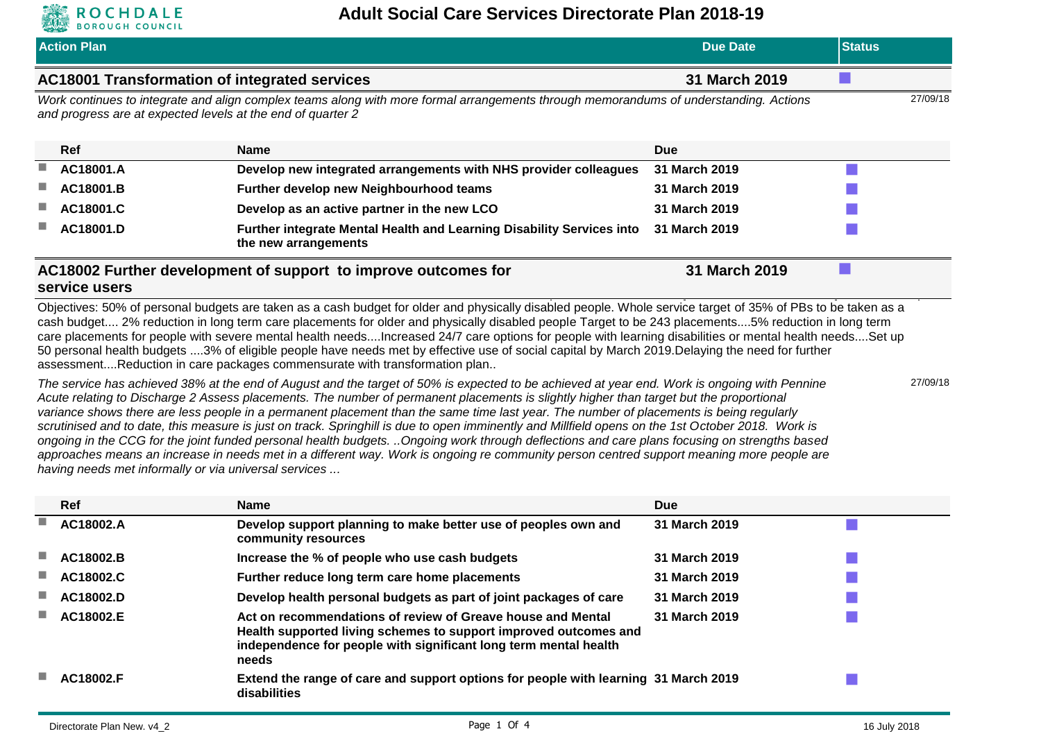# Adult Social Care Services Directorate Plan 2018-19

| Action Plan | Due Date | Status |
|---|---|---|

## AC18001 Transformation of integrated services

**Due Date:** 31 March 2019

*Work continues to integrate and align complex teams along with more formal arrangements through memorandums of understanding. Actions and progress are at expected levels at the end of quarter 2*

27/09/18

| Ref | Name | Due |
|---|---|---|
| AC18001.A | Develop new integrated arrangements with NHS provider colleagues | 31 March 2019 |
| AC18001.B | Further develop new Neighbourhood teams | 31 March 2019 |
| AC18001.C | Develop as an active partner in the new LCO | 31 March 2019 |
| AC18001.D | Further integrate Mental Health and Learning Disability Services into the new arrangements | 31 March 2019 |

## AC18002 Further development of support to improve outcomes for service users

**Due Date:** 31 March 2019

Objectives: 50% of personal budgets are taken as a cash budget for older and physically disabled people. Whole service target of 35% of PBs to be taken as a cash budget.... 2% reduction in long term care placements for older and physically disabled people Target to be 243 placements....5% reduction in long term care placements for people with severe mental health needs....Increased 24/7 care options for people with learning disabilities or mental health needs....Set up 50 personal health budgets ....3% of eligible people have needs met by effective use of social capital by March 2019.Delaying the need for further assessment....Reduction in care packages commensurate with transformation plan..

*The service has achieved 38% at the end of August and the target of 50% is expected to be achieved at year end. Work is ongoing with Pennine Acute relating to Discharge 2 Assess placements. The number of permanent placements is slightly higher than target but the proportional variance shows there are less people in a permanent placement than the same time last year. The number of placements is being regularly scrutinised and to date, this measure is just on track. Springhill is due to open imminently and Millfield opens on the 1st October 2018. Work is ongoing in the CCG for the joint funded personal health budgets. ..Ongoing work through deflections and care plans focusing on strengths based approaches means an increase in needs met in a different way. Work is ongoing re community person centred support meaning more people are having needs met informally or via universal services ...*

27/09/18

| Ref | Name | Due |
|---|---|---|
| AC18002.A | Develop support planning to make better use of peoples own and community resources | 31 March 2019 |
| AC18002.B | Increase the % of people who use cash budgets | 31 March 2019 |
| AC18002.C | Further reduce long term care home placements | 31 March 2019 |
| AC18002.D | Develop health personal budgets as part of joint packages of care | 31 March 2019 |
| AC18002.E | Act on recommendations of review of Greave house and Mental Health supported living schemes to support improved outcomes and independence for people with significant long term mental health needs | 31 March 2019 |
| AC18002.F | Extend the range of care and support options for people with learning disabilities | 31 March 2019 |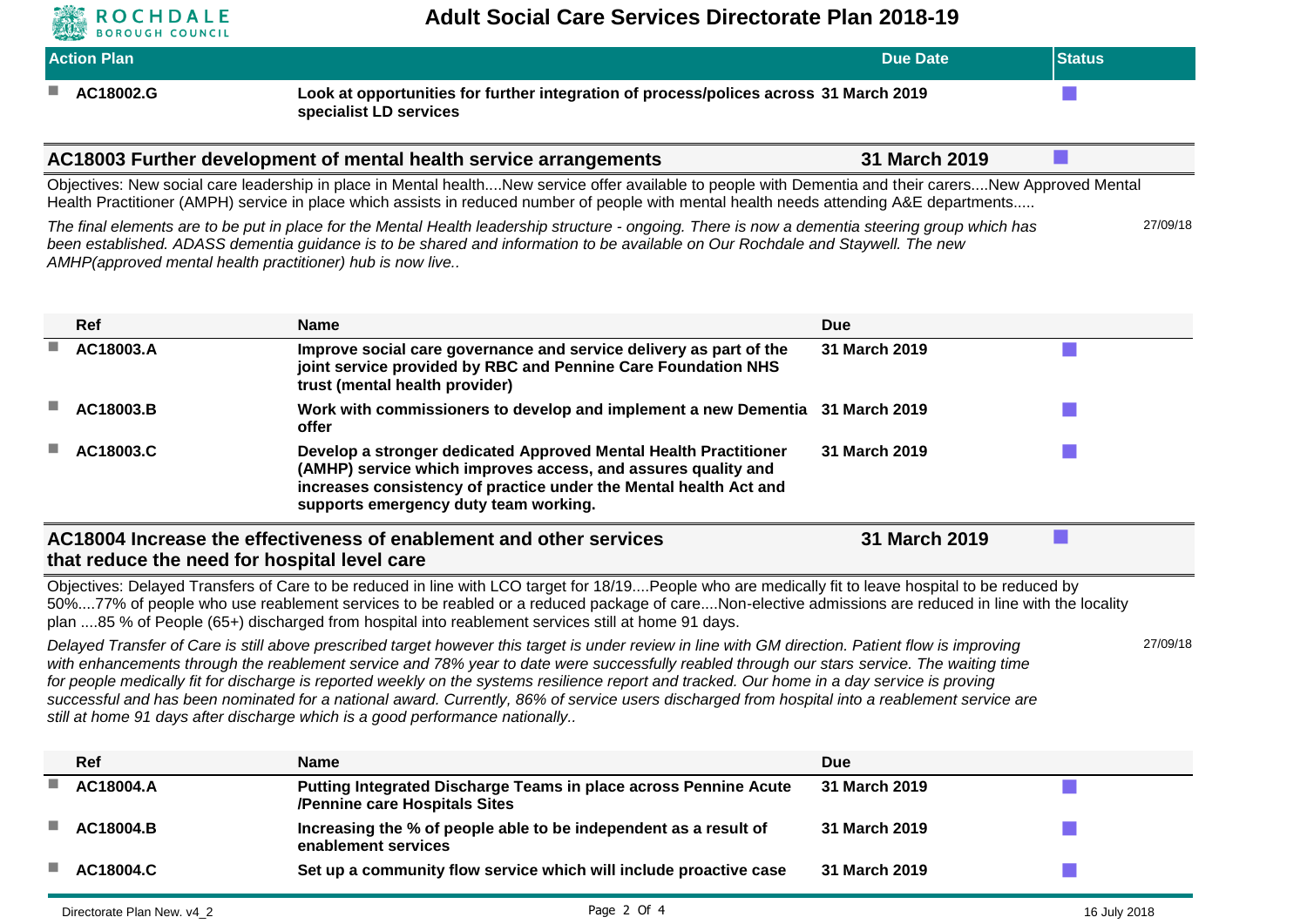| Action Plan | | Due Date | Status |
|---|---|---|---|
| AC18002.G | Look at opportunities for further integration of process/polices across specialist LD services | 31 March 2019 | |

## AC18003 Further development of mental health service arrangements — 31 March 2019

Objectives: New social care leadership in place in Mental health....New service offer available to people with Dementia and their carers....New Approved Mental Health Practitioner (AMPH) service in place which assists in reduced number of people with mental health needs attending A&E departments.....

*The final elements are to be put in place for the Mental Health leadership structure - ongoing. There is now a dementia steering group which has been established. ADASS dementia guidance is to be shared and information to be available on Our Rochdale and Staywell. The new AMHP(approved mental health practitioner) hub is now live..* 27/09/18

| Ref | Name | Due | |
|---|---|---|---|
| AC18003.A | Improve social care governance and service delivery as part of the joint service provided by RBC and Pennine Care Foundation NHS trust (mental health provider) | 31 March 2019 | |
| AC18003.B | Work with commissioners to develop and implement a new Dementia offer | 31 March 2019 | |
| AC18003.C | Develop a stronger dedicated Approved Mental Health Practitioner (AMHP) service which improves access, and assures quality and increases consistency of practice under the Mental health Act and supports emergency duty team working. | 31 March 2019 | |

## AC18004 Increase the effectiveness of enablement and other services that reduce the need for hospital level care — 31 March 2019

Objectives: Delayed Transfers of Care to be reduced in line with LCO target for 18/19....People who are medically fit to leave hospital to be reduced by 50%....77% of people who use reablement services to be reabled or a reduced package of care....Non-elective admissions are reduced in line with the locality plan ....85 % of People (65+) discharged from hospital into reablement services still at home 91 days.

*Delayed Transfer of Care is still above prescribed target however this target is under review in line with GM direction. Patient flow is improving with enhancements through the reablement service and 78% year to date were successfully reabled through our stars service. The waiting time for people medically fit for discharge is reported weekly on the systems resilience report and tracked. Our home in a day service is proving successful and has been nominated for a national award. Currently, 86% of service users discharged from hospital into a reablement service are still at home 91 days after discharge which is a good performance nationally..* 27/09/18

| Ref | Name | Due | |
|---|---|---|---|
| AC18004.A | Putting Integrated Discharge Teams in place across Pennine Acute /Pennine care Hospitals Sites | 31 March 2019 | |
| AC18004.B | Increasing the % of people able to be independent as a result of enablement services | 31 March 2019 | |
| AC18004.C | Set up a community flow service which will include proactive case | 31 March 2019 | |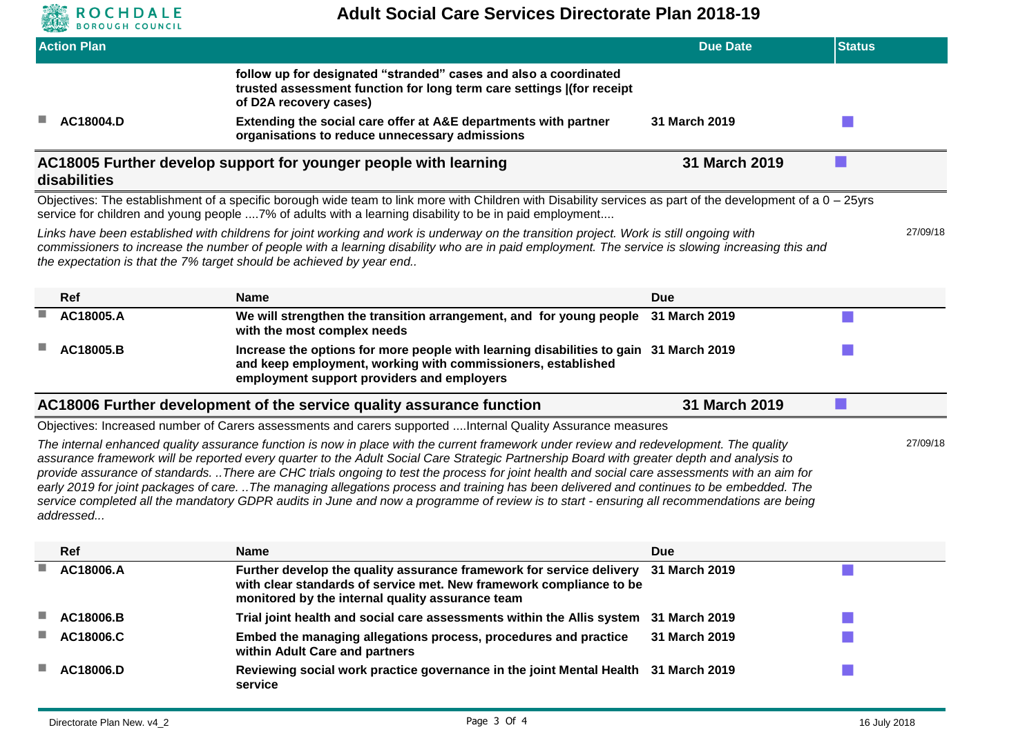| Action Plan | | Due Date | Status |
|---|---|---|---|
| | follow up for designated “stranded” cases and also a coordinated trusted assessment function for long term care settings \|(for receipt of D2A recovery cases) | | |
| AC18004.D | Extending the social care offer at A&E departments with partner organisations to reduce unnecessary admissions | 31 March 2019 | ■ |

## AC18005 Further develop support for younger people with learning disabilities — 31 March 2019

Objectives: The establishment of a specific borough wide team to link more with Children with Disability services as part of the development of a 0 – 25yrs service for children and young people ....7% of adults with a learning disability to be in paid employment....

*Links have been established with childrens for joint working and work is underway on the transition project. Work is still ongoing with commissioners to increase the number of people with a learning disability who are in paid employment. The service is slowing increasing this and the expectation is that the 7% target should be achieved by year end..* 27/09/18

| Ref | Name | Due | Status |
|---|---|---|---|
| AC18005.A | We will strengthen the transition arrangement, and for young people with the most complex needs | 31 March 2019 | ■ |
| AC18005.B | Increase the options for more people with learning disabilities to gain and keep employment, working with commissioners, established employment support providers and employers | 31 March 2019 | ■ |

## AC18006 Further development of the service quality assurance function — 31 March 2019

Objectives: Increased number of Carers assessments and carers supported ....Internal Quality Assurance measures

*The internal enhanced quality assurance function is now in place with the current framework under review and redevelopment. The quality assurance framework will be reported every quarter to the Adult Social Care Strategic Partnership Board with greater depth and analysis to provide assurance of standards. ..There are CHC trials ongoing to test the process for joint health and social care assessments with an aim for early 2019 for joint packages of care. ..The managing allegations process and training has been delivered and continues to be embedded. The service completed all the mandatory GDPR audits in June and now a programme of review is to start - ensuring all recommendations are being addressed...* 27/09/18

| Ref | Name | Due | Status |
|---|---|---|---|
| AC18006.A | Further develop the quality assurance framework for service delivery with clear standards of service met. New framework compliance to be monitored by the internal quality assurance team | 31 March 2019 | ■ |
| AC18006.B | Trial joint health and social care assessments within the Allis system | 31 March 2019 | ■ |
| AC18006.C | Embed the managing allegations process, procedures and practice within Adult Care and partners | 31 March 2019 | ■ |
| AC18006.D | Reviewing social work practice governance in the joint Mental Health service | 31 March 2019 | ■ |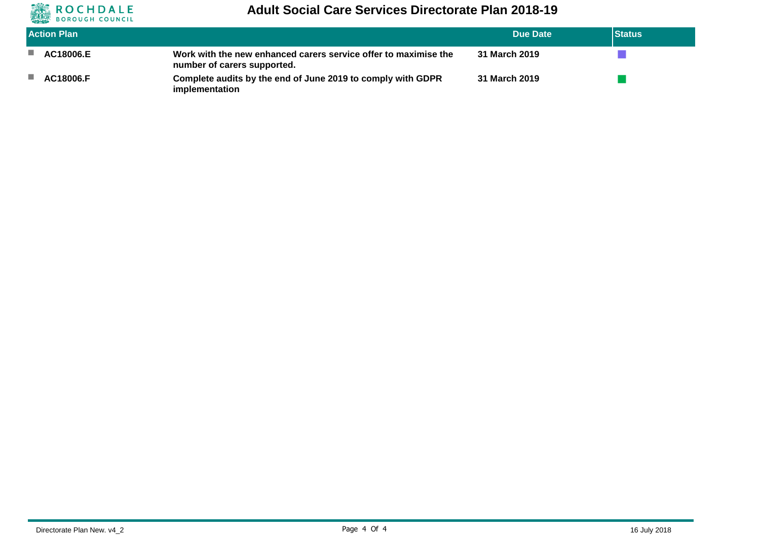| Action Plan | | Due Date | Status |
|---|---|---|---|
| **AC18006.E** | **Work with the new enhanced carers service offer to maximise the number of carers supported.** | **31 March 2019** | |
| **AC18006.F** | **Complete audits by the end of June 2019 to comply with GDPR implementation** | **31 March 2019** | |